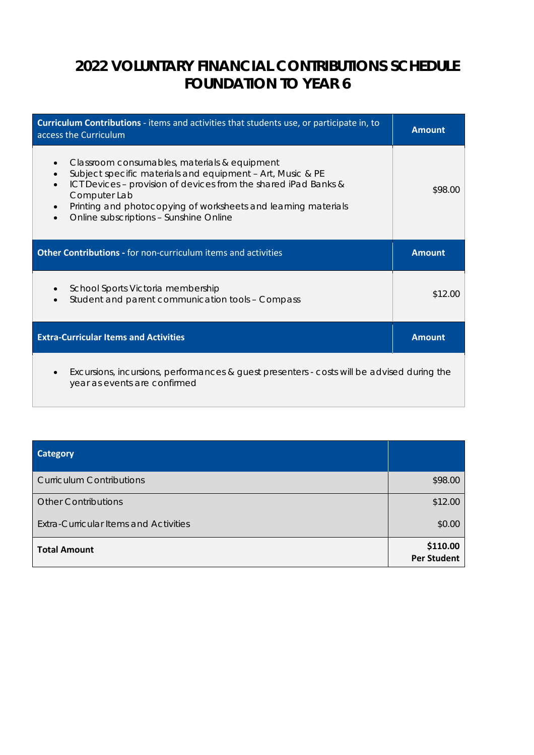# 2022 VOLUNTARY FINANCIAL CONTRIBUTIONS SCHEDULE FOUNDATION TO YEAR 6

| **Curriculum Contributions** - items and activities that students use, or participate in, to access the Curriculum | **Amount** |
|---|---|
| • Classroom consumables, materials & equipment<br>• Subject specific materials and equipment – Art, Music & PE<br>• ICT Devices – provision of devices from the shared iPad Banks & Computer Lab<br>• Printing and photocopying of worksheets and learning materials<br>• Online subscriptions – Sunshine Online | $98.00 |
| **Other Contributions -** for non-curriculum items and activities | **Amount** |
| • School Sports Victoria membership<br>• Student and parent communication tools – Compass | $12.00 |
| **Extra-Curricular Items and Activities** | **Amount** |
| • Excursions, incursions, performances & guest presenters - costs will be advised during the year as events are confirmed | |

| **Category** | |
|---|---:|
| Curriculum Contributions | $98.00 |
| Other Contributions | $12.00 |
| Extra-Curricular Items and Activities | $0.00 |
| **Total Amount** | **$110.00 Per Student** |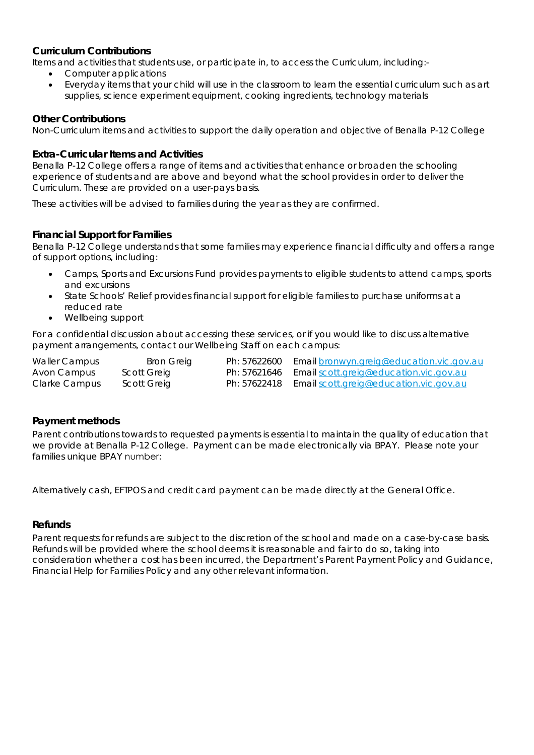### Curriculum Contributions

Items and activities that students use, or participate in, to access the Curriculum, including:-

- Computer applications
- Everyday items that your child will use in the classroom to learn the essential curriculum such as art supplies, science experiment equipment, cooking ingredients, technology materials

### Other Contributions

Non-Curriculum items and activities to support the daily operation and objective of Benalla P-12 College

### Extra-Curricular Items and Activities

Benalla P-12 College offers a range of items and activities that enhance or broaden the schooling experience of students and are above and beyond what the school provides in order to deliver the Curriculum. These are provided on a user-pays basis.

These activities will be advised to families during the year as they are confirmed.

### Financial Support for Families

Benalla P-12 College understands that some families may experience financial difficulty and offers a range of support options, including:

- Camps, Sports and Excursions Fund provides payments to eligible students to attend camps, sports and excursions
- State Schools' Relief provides financial support for eligible families to purchase uniforms at a reduced rate
- Wellbeing support

For a confidential discussion about accessing these services, or if you would like to discuss alternative payment arrangements, contact our Wellbeing Staff on each campus:

| | | | |
|---|---|---|---|
| Waller Campus | Bron Greig | Ph: 57622600 | Email bronwyn.greig@education.vic.gov.au |
| Avon Campus | Scott Greig | Ph: 57621646 | Email scott.greig@education.vic.gov.au |
| Clarke Campus | Scott Greig | Ph: 57622418 | Email scott.greig@education.vic.gov.au |

### Payment methods

Parent contributions towards to requested payments is essential to maintain the quality of education that we provide at Benalla P-12 College. Payment can be made electronically via BPAY. Please note your families unique BPAY number:

Alternatively cash, EFTPOS and credit card payment can be made directly at the General Office.

### Refunds

Parent requests for refunds are subject to the discretion of the school and made on a case-by-case basis. Refunds will be provided where the school deems it is reasonable and fair to do so, taking into consideration whether a cost has been incurred, the Department's Parent Payment Policy and Guidance, Financial Help for Families Policy and any other relevant information.